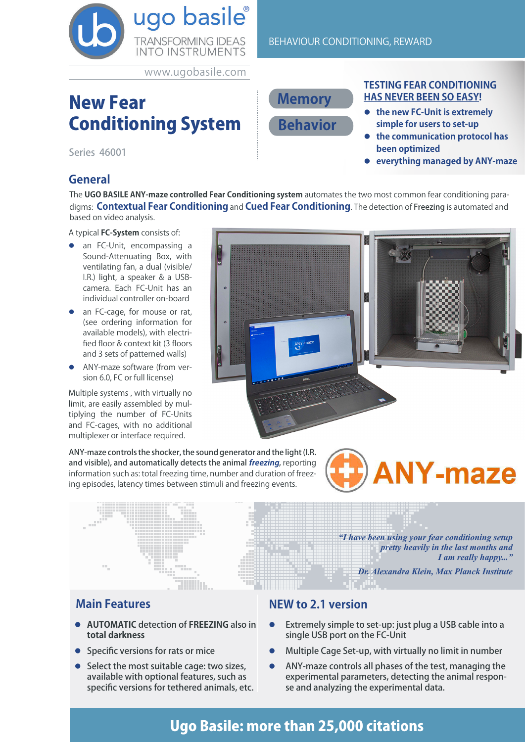ugo basile®
TRANSFORMING IDEAS INTO INSTRUMENTS

www.ugobasile.com

BEHAVIOUR CONDITIONING, REWARD

# New Fear Conditioning System

Series 46001

Memory

Behavior

**TESTING FEAR CONDITIONING HAS NEVER BEEN SO EASY!**

- **the new FC-Unit is extremely simple for users to set-up**
- **the communication protocol has been optimized**
- **everything managed by ANY-maze**

## General

The **UGO BASILE ANY-maze controlled Fear Conditioning system** automates the two most common fear conditioning paradigms: **Contextual Fear Conditioning** and **Cued Fear Conditioning**. The detection of **Freezing** is automated and based on video analysis.

A typical **FC-System** consists of:

- an FC-Unit, encompassing a Sound-Attenuating Box, with ventilating fan, a dual (visible/I.R.) light, a speaker & a USB-camera. Each FC-Unit has an individual controller on-board
- an FC-cage, for mouse or rat, (see ordering information for available models), with electrified floor & context kit (3 floors and 3 sets of patterned walls)
- ANY-maze software (from version 6.0, FC or full license)

Multiple systems , with virtually no limit, are easily assembled by multiplying the number of FC-Units and FC-cages, with no additional multiplexer or interface required.

**ANY-maze controls the shocker, the sound generator and the light (I.R. and visible), and automatically detects the animal *freezing***, reporting information such as: total freezing time, number and duration of freezing episodes, latency times between stimuli and freezing events.

ANY-maze

*"I have been using your fear conditioning setup pretty heavily in the last months and I am really happy..."*

*Dr. Alexandra Klein, Max Planck Institute*

## Main Features

- **AUTOMATIC** detection of **FREEZING** also in **total darkness**
- Specific versions for rats or mice
- Select the most suitable cage: two sizes, available with optional features, such as specific versions for tethered animals, etc.

## NEW to 2.1 version

- Extremely simple to set-up: just plug a USB cable into a single USB port on the FC-Unit
- Multiple Cage Set-up, with virtually no limit in number
- ANY-maze controls all phases of the test, managing the experimental parameters, detecting the animal response and analyzing the experimental data.

**Ugo Basile: more than 25,000 citations**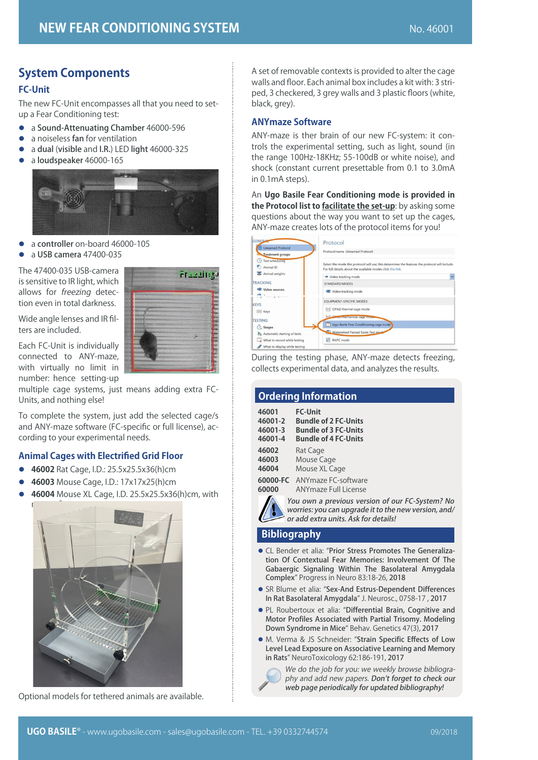# NEW FEAR CONDITIONING SYSTEM

No. 46001

## System Components

### FC-Unit

The new FC-Unit encompasses all that you need to set-up a Fear Conditioning test:

- a **Sound-Attenuating Chamber** 46000-596
- a noiseless **fan** for ventilation
- a **dual** (**visible** and **I.R.**) LED **light** 46000-325
- a **loudspeaker** 46000-165
- a **controller** on-board 46000-105
- a **USB camera** 47400-035

The 47400-035 USB-camera is sensitive to IR light, which allows for *freezing* detection even in total darkness.

Wide angle lenses and IR filters are included.

Each FC-Unit is individually connected to ANY-maze, with virtually no limit in number: hence setting-up multiple cage systems, just means adding extra FC-Units, and nothing else!

To complete the system, just add the selected cage/s and ANY-maze software (FC-specific or full license), according to your experimental needs.

### Animal Cages with Electrified Grid Floor

- **46002** Rat Cage, I.D.: 25.5x25.5x36(h)cm
- **46003** Mouse Cage, I.D.: 17x17x25(h)cm
- **46004** Mouse XL Cage, I.D. 25.5x25.5x36(h)cm, with

Optional models for tethered animals are available.

A set of removable contexts is provided to alter the cage walls and floor. Each animal box includes a kit with: 3 striped, 3 checkered, 3 grey walls and 3 plastic floors (white, black, grey).

### ANYmaze Software

ANY-maze is ther brain of our new FC-system: it controls the experimental setting, such as light, sound (in the range 100Hz-18KHz; 55-100dB or white noise), and shock (constant current presettable from 0.1 to 3.0mA in 0.1mA steps).

An **Ugo Basile Fear Conditioning mode is provided in the Protocol list to <u>facilitate the set-up</u>**: by asking some questions about the way you want to set up the cages, ANY-maze creates lots of the protocol items for you!

During the testing phase, ANY-maze detects freezing, collects experimental data, and analyzes the results.

## Ordering Information

| | |
|---|---|
| 46001 | **FC-Unit** |
| 46001-2 | **Bundle of 2 FC-Units** |
| 46001-3 | **Bundle of 3 FC-Units** |
| 46001-4 | **Bundle of 4 FC-Units** |
| 46002 | Rat Cage |
| 46003 | Mouse Cage |
| 46004 | Mouse XL Cage |
| 60000-FC | ANYmaze FC-software |
| 60000 | ANYmaze Full License |

*You own a previous version of our FC-System? No worries: you can upgrade it to the new version, and/or add extra units. Ask for details!*

## Bibliography

- CL Bender et alia: "**Prior Stress Promotes The Generalization Of Contextual Fear Memories: Involvement Of The Gabaergic Signaling Within The Basolateral Amygdala Complex**" Progress in Neuro 83:18-26, **2018**
- SR Blume et alia: "**Sex-And Estrus-Dependent Differences In Rat Basolateral Amygdala**" J. Neurosc., 0758-17 , **2017**
- PL Roubertoux et alia: "**Differential Brain, Cognitive and Motor Profiles Associated with Partial Trisomy. Modeling Down Syndrome in Mice**" Behav. Genetics 47(3), **2017**
- M. Verma & JS Schneider: "**Strain Specific Effects of Low Level Lead Exposure on Associative Learning and Memory in Rats**" NeuroToxicology 62:186-191, **2017**

*We do the job for you: we weekly browse bibliography and add new papers. **Don't forget to check our** web page periodically for updated bibliography!*

**UGO BASILE®** - www.ugobasile.com - sales@ugobasile.com - TEL. +39 0332744574

09/2018